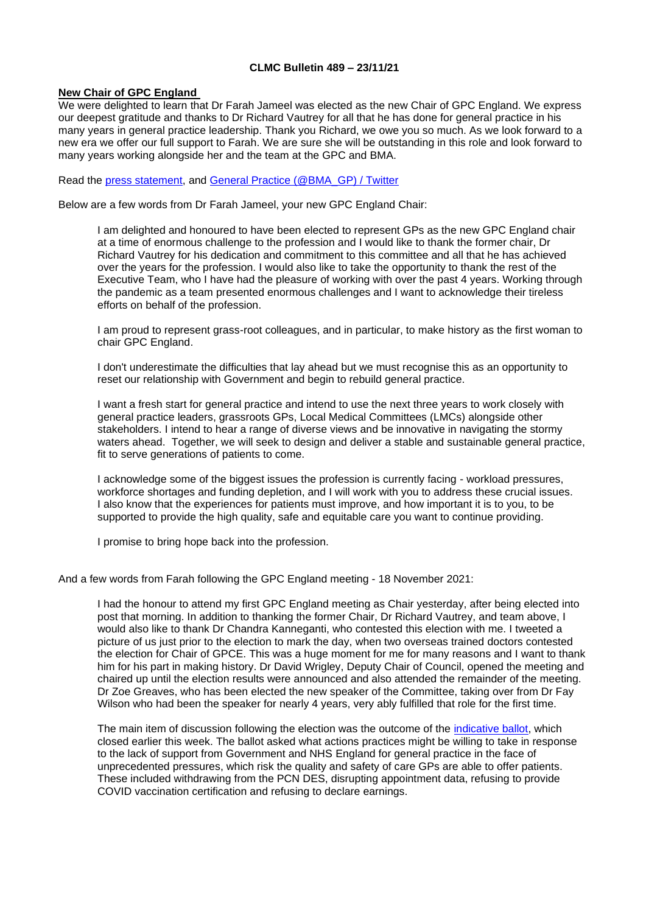**CLMC Bulletin 489 – 23/11/21**

## New Chair of GPC England

We were delighted to learn that Dr Farah Jameel was elected as the new Chair of GPC England. We express our deepest gratitude and thanks to Dr Richard Vautrey for all that he has done for general practice in his many years in general practice leadership. Thank you Richard, we owe you so much. As we look forward to a new era we offer our full support to Farah. We are sure she will be outstanding in this role and look forward to many years working alongside her and the team at the GPC and BMA.

Read the press statement, and General Practice (@BMA_GP) / Twitter

Below are a few words from Dr Farah Jameel, your new GPC England Chair:

> I am delighted and honoured to have been elected to represent GPs as the new GPC England chair at a time of enormous challenge to the profession and I would like to thank the former chair, Dr Richard Vautrey for his dedication and commitment to this committee and all that he has achieved over the years for the profession. I would also like to take the opportunity to thank the rest of the Executive Team, who I have had the pleasure of working with over the past 4 years. Working through the pandemic as a team presented enormous challenges and I want to acknowledge their tireless efforts on behalf of the profession.
>
> I am proud to represent grass-root colleagues, and in particular, to make history as the first woman to chair GPC England.
>
> I don't underestimate the difficulties that lay ahead but we must recognise this as an opportunity to reset our relationship with Government and begin to rebuild general practice.
>
> I want a fresh start for general practice and intend to use the next three years to work closely with general practice leaders, grassroots GPs, Local Medical Committees (LMCs) alongside other stakeholders. I intend to hear a range of diverse views and be innovative in navigating the stormy waters ahead. Together, we will seek to design and deliver a stable and sustainable general practice, fit to serve generations of patients to come.
>
> I acknowledge some of the biggest issues the profession is currently facing - workload pressures, workforce shortages and funding depletion, and I will work with you to address these crucial issues. I also know that the experiences for patients must improve, and how important it is to you, to be supported to provide the high quality, safe and equitable care you want to continue providing.
>
> I promise to bring hope back into the profession.

And a few words from Farah following the GPC England meeting - 18 November 2021:

> I had the honour to attend my first GPC England meeting as Chair yesterday, after being elected into post that morning. In addition to thanking the former Chair, Dr Richard Vautrey, and team above, I would also like to thank Dr Chandra Kanneganti, who contested this election with me. I tweeted a picture of us just prior to the election to mark the day, when two overseas trained doctors contested the election for Chair of GPCE. This was a huge moment for me for many reasons and I want to thank him for his part in making history. Dr David Wrigley, Deputy Chair of Council, opened the meeting and chaired up until the election results were announced and also attended the remainder of the meeting. Dr Zoe Greaves, who has been elected the new speaker of the Committee, taking over from Dr Fay Wilson who had been the speaker for nearly 4 years, very ably fulfilled that role for the first time.
>
> The main item of discussion following the election was the outcome of the indicative ballot, which closed earlier this week. The ballot asked what actions practices might be willing to take in response to the lack of support from Government and NHS England for general practice in the face of unprecedented pressures, which risk the quality and safety of care GPs are able to offer patients. These included withdrawing from the PCN DES, disrupting appointment data, refusing to provide COVID vaccination certification and refusing to declare earnings.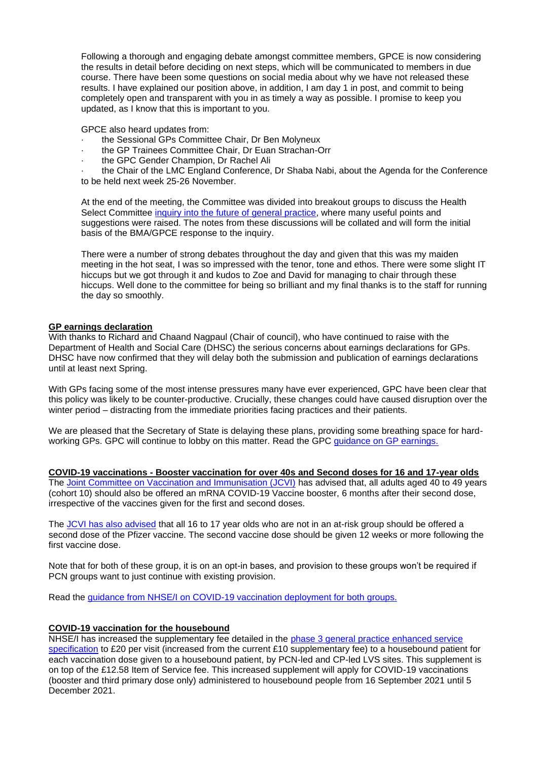Following a thorough and engaging debate amongst committee members, GPCE is now considering the results in detail before deciding on next steps, which will be communicated to members in due course. There have been some questions on social media about why we have not released these results. I have explained our position above, in addition, I am day 1 in post, and commit to being completely open and transparent with you in as timely a way as possible. I promise to keep you updated, as I know that this is important to you.

GPCE also heard updates from:

- the Sessional GPs Committee Chair, Dr Ben Molyneux
- the GP Trainees Committee Chair, Dr Euan Strachan-Orr
- the GPC Gender Champion, Dr Rachel Ali
- the Chair of the LMC England Conference, Dr Shaba Nabi, about the Agenda for the Conference to be held next week 25-26 November.

At the end of the meeting, the Committee was divided into breakout groups to discuss the Health Select Committee [inquiry into the future of general practice](), where many useful points and suggestions were raised. The notes from these discussions will be collated and will form the initial basis of the BMA/GPCE response to the inquiry.

There were a number of strong debates throughout the day and given that this was my maiden meeting in the hot seat, I was so impressed with the tenor, tone and ethos. There were some slight IT hiccups but we got through it and kudos to Zoe and David for managing to chair through these hiccups. Well done to the committee for being so brilliant and my final thanks is to the staff for running the day so smoothly.

## GP earnings declaration

With thanks to Richard and Chaand Nagpaul (Chair of council), who have continued to raise with the Department of Health and Social Care (DHSC) the serious concerns about earnings declarations for GPs. DHSC have now confirmed that they will delay both the submission and publication of earnings declarations until at least next Spring.

With GPs facing some of the most intense pressures many have ever experienced, GPC have been clear that this policy was likely to be counter-productive. Crucially, these changes could have caused disruption over the winter period – distracting from the immediate priorities facing practices and their patients.

We are pleased that the Secretary of State is delaying these plans, providing some breathing space for hard-working GPs. GPC will continue to lobby on this matter. Read the GPC [guidance on GP earnings.]()

## COVID-19 vaccinations - Booster vaccination for over 40s and Second doses for 16 and 17-year olds

The [Joint Committee on Vaccination and Immunisation (JCVI)]() has advised that, all adults aged 40 to 49 years (cohort 10) should also be offered an mRNA COVID-19 Vaccine booster, 6 months after their second dose, irrespective of the vaccines given for the first and second doses.

The [JCVI has also advised]() that all 16 to 17 year olds who are not in an at-risk group should be offered a second dose of the Pfizer vaccine. The second vaccine dose should be given 12 weeks or more following the first vaccine dose.

Note that for both of these group, it is on an opt-in bases, and provision to these groups won't be required if PCN groups want to just continue with existing provision.

Read the [guidance from NHSE/I on COVID-19 vaccination deployment for both groups.]()

## COVID-19 vaccination for the housebound

NHSE/I has increased the supplementary fee detailed in the [phase 3 general practice enhanced service specification]() to £20 per visit (increased from the current £10 supplementary fee) to a housebound patient for each vaccination dose given to a housebound patient, by PCN-led and CP-led LVS sites. This supplement is on top of the £12.58 Item of Service fee. This increased supplement will apply for COVID-19 vaccinations (booster and third primary dose only) administered to housebound people from 16 September 2021 until 5 December 2021.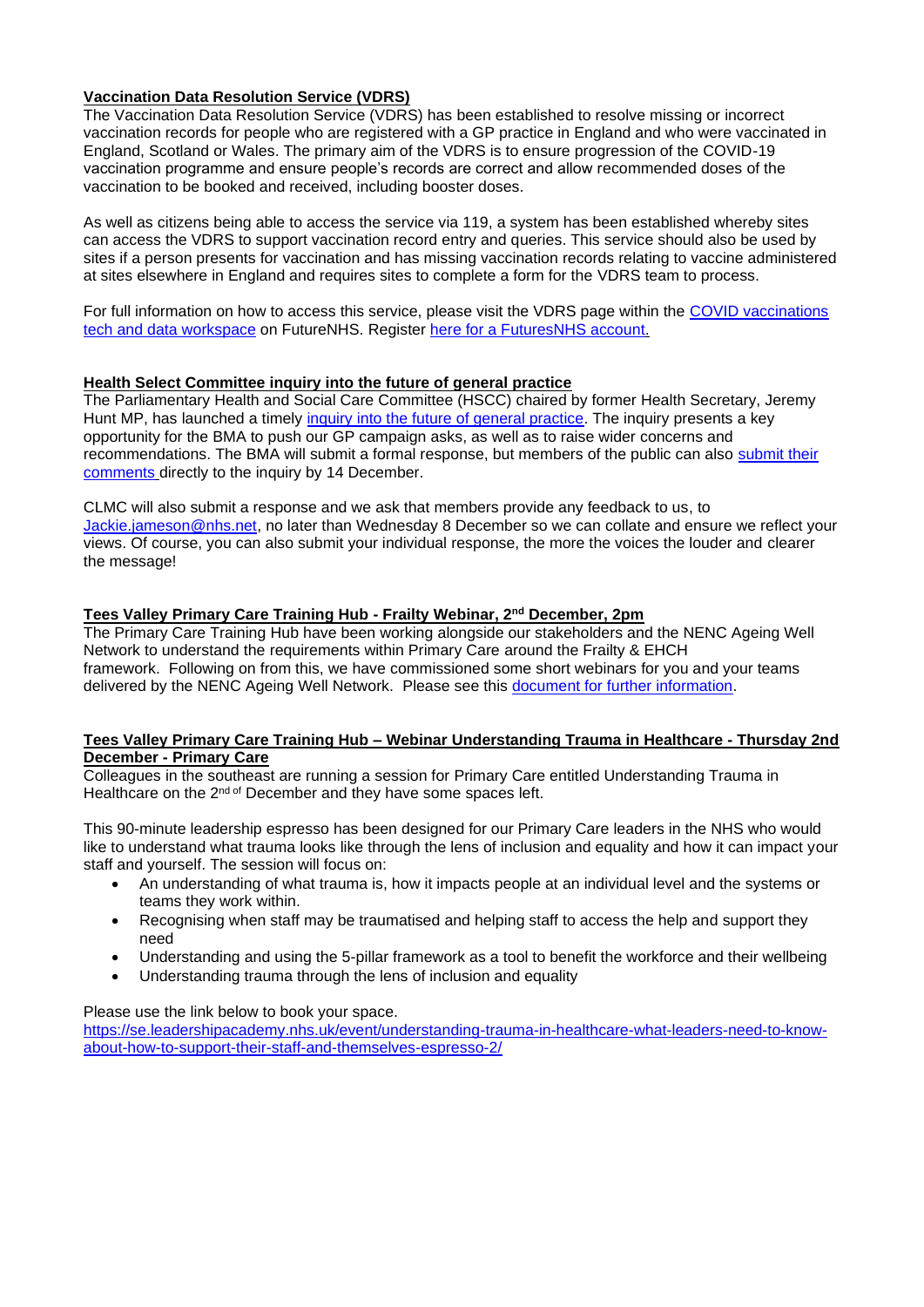**Vaccination Data Resolution Service (VDRS)**

The Vaccination Data Resolution Service (VDRS) has been established to resolve missing or incorrect vaccination records for people who are registered with a GP practice in England and who were vaccinated in England, Scotland or Wales. The primary aim of the VDRS is to ensure progression of the COVID-19 vaccination programme and ensure people's records are correct and allow recommended doses of the vaccination to be booked and received, including booster doses.

As well as citizens being able to access the service via 119, a system has been established whereby sites can access the VDRS to support vaccination record entry and queries. This service should also be used by sites if a person presents for vaccination and has missing vaccination records relating to vaccine administered at sites elsewhere in England and requires sites to complete a form for the VDRS team to process.

For full information on how to access this service, please visit the VDRS page within the COVID vaccinations tech and data workspace on FutureNHS. Register here for a FuturesNHS account.

**Health Select Committee inquiry into the future of general practice**

The Parliamentary Health and Social Care Committee (HSCC) chaired by former Health Secretary, Jeremy Hunt MP, has launched a timely inquiry into the future of general practice. The inquiry presents a key opportunity for the BMA to push our GP campaign asks, as well as to raise wider concerns and recommendations. The BMA will submit a formal response, but members of the public can also submit their comments directly to the inquiry by 14 December.

CLMC will also submit a response and we ask that members provide any feedback to us, to Jackie.jameson@nhs.net, no later than Wednesday 8 December so we can collate and ensure we reflect your views. Of course, you can also submit your individual response, the more the voices the louder and clearer the message!

**Tees Valley Primary Care Training Hub - Frailty Webinar, 2nd December, 2pm**

The Primary Care Training Hub have been working alongside our stakeholders and the NENC Ageing Well Network to understand the requirements within Primary Care around the Frailty & EHCH framework. Following on from this, we have commissioned some short webinars for you and your teams delivered by the NENC Ageing Well Network. Please see this document for further information.

**Tees Valley Primary Care Training Hub – Webinar Understanding Trauma in Healthcare - Thursday 2nd December - Primary Care**

Colleagues in the southeast are running a session for Primary Care entitled Understanding Trauma in Healthcare on the 2nd of December and they have some spaces left.

This 90-minute leadership espresso has been designed for our Primary Care leaders in the NHS who would like to understand what trauma looks like through the lens of inclusion and equality and how it can impact your staff and yourself. The session will focus on:

- An understanding of what trauma is, how it impacts people at an individual level and the systems or teams they work within.
- Recognising when staff may be traumatised and helping staff to access the help and support they need
- Understanding and using the 5-pillar framework as a tool to benefit the workforce and their wellbeing
- Understanding trauma through the lens of inclusion and equality

Please use the link below to book your space.
https://se.leadershipacademy.nhs.uk/event/understanding-trauma-in-healthcare-what-leaders-need-to-know-about-how-to-support-their-staff-and-themselves-espresso-2/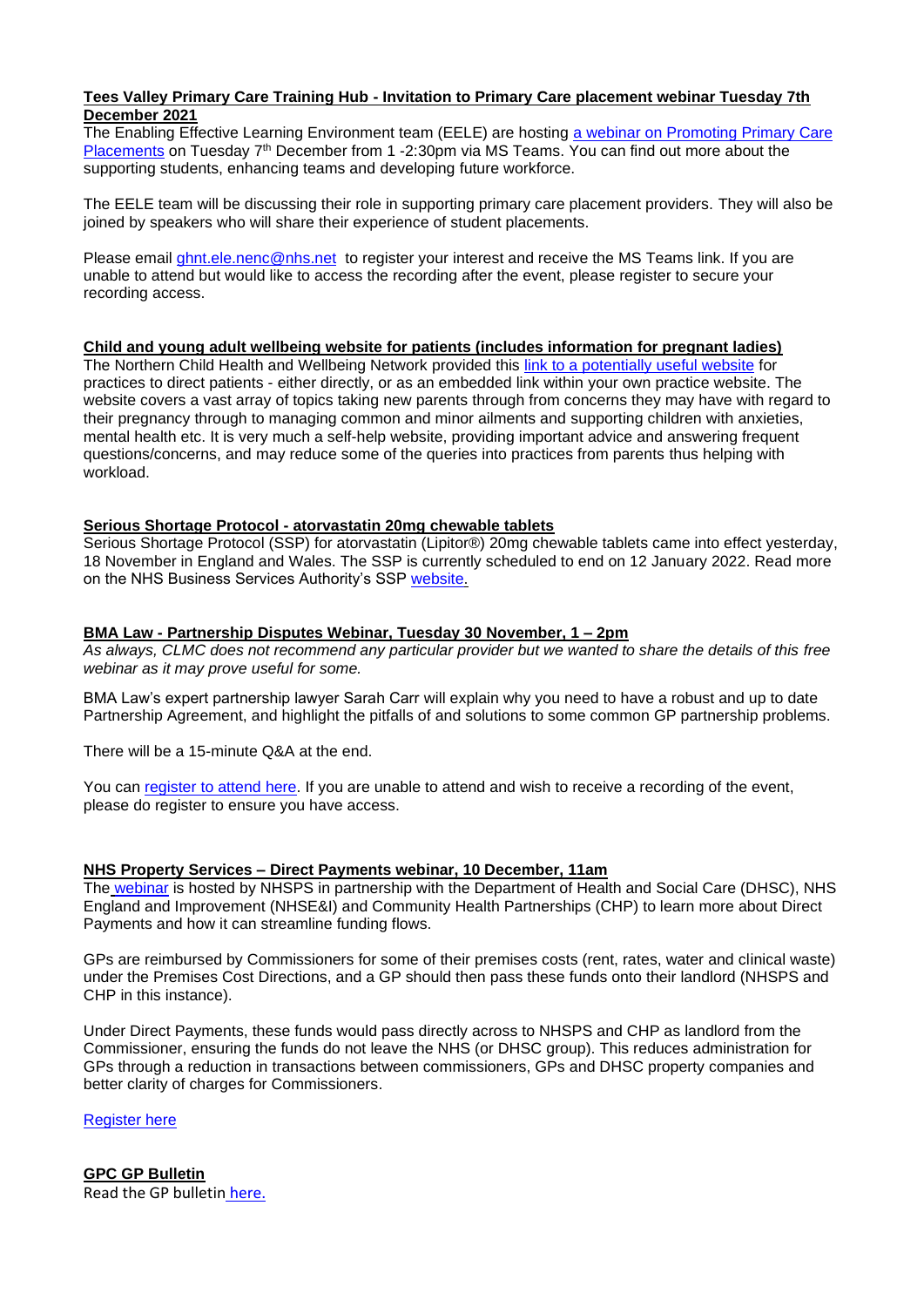**Tees Valley Primary Care Training Hub - Invitation to Primary Care placement webinar Tuesday 7th December 2021**

The Enabling Effective Learning Environment team (EELE) are hosting a webinar on Promoting Primary Care Placements on Tuesday 7th December from 1 -2:30pm via MS Teams. You can find out more about the supporting students, enhancing teams and developing future workforce.

The EELE team will be discussing their role in supporting primary care placement providers. They will also be joined by speakers who will share their experience of student placements.

Please email ghnt.ele.nenc@nhs.net to register your interest and receive the MS Teams link. If you are unable to attend but would like to access the recording after the event, please register to secure your recording access.

**Child and young adult wellbeing website for patients (includes information for pregnant ladies)**

The Northern Child Health and Wellbeing Network provided this link to a potentially useful website for practices to direct patients - either directly, or as an embedded link within your own practice website. The website covers a vast array of topics taking new parents through from concerns they may have with regard to their pregnancy through to managing common and minor ailments and supporting children with anxieties, mental health etc. It is very much a self-help website, providing important advice and answering frequent questions/concerns, and may reduce some of the queries into practices from parents thus helping with workload.

**Serious Shortage Protocol - atorvastatin 20mg chewable tablets**

Serious Shortage Protocol (SSP) for atorvastatin (Lipitor®) 20mg chewable tablets came into effect yesterday, 18 November in England and Wales. The SSP is currently scheduled to end on 12 January 2022. Read more on the NHS Business Services Authority's SSP website.

**BMA Law - Partnership Disputes Webinar, Tuesday 30 November, 1 – 2pm**

*As always, CLMC does not recommend any particular provider but we wanted to share the details of this free webinar as it may prove useful for some.*

BMA Law's expert partnership lawyer Sarah Carr will explain why you need to have a robust and up to date Partnership Agreement, and highlight the pitfalls of and solutions to some common GP partnership problems.

There will be a 15-minute Q&A at the end.

You can register to attend here. If you are unable to attend and wish to receive a recording of the event, please do register to ensure you have access.

**NHS Property Services – Direct Payments webinar, 10 December, 11am**

The webinar is hosted by NHSPS in partnership with the Department of Health and Social Care (DHSC), NHS England and Improvement (NHSE&I) and Community Health Partnerships (CHP) to learn more about Direct Payments and how it can streamline funding flows.

GPs are reimbursed by Commissioners for some of their premises costs (rent, rates, water and clinical waste) under the Premises Cost Directions, and a GP should then pass these funds onto their landlord (NHSPS and CHP in this instance).

Under Direct Payments, these funds would pass directly across to NHSPS and CHP as landlord from the Commissioner, ensuring the funds do not leave the NHS (or DHSC group). This reduces administration for GPs through a reduction in transactions between commissioners, GPs and DHSC property companies and better clarity of charges for Commissioners.

Register here

**GPC GP Bulletin**

Read the GP bulletin here.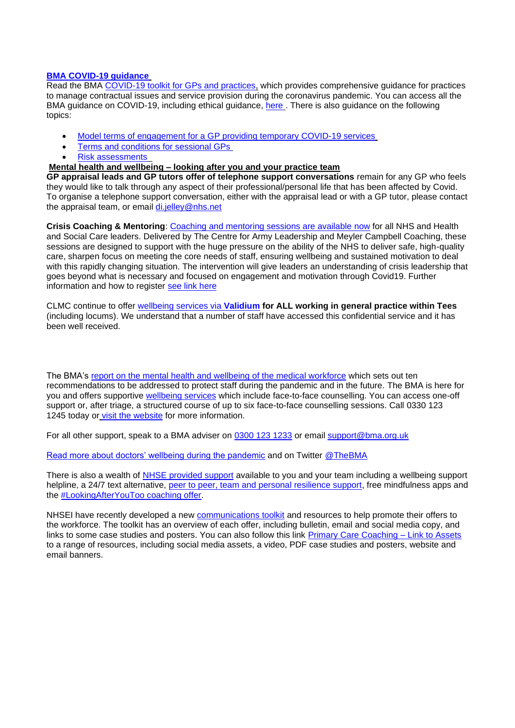**BMA COVID-19 guidance**

Read the BMA COVID-19 toolkit for GPs and practices, which provides comprehensive guidance for practices to manage contractual issues and service provision during the coronavirus pandemic. You can access all the BMA guidance on COVID-19, including ethical guidance, here . There is also guidance on the following topics:

- Model terms of engagement for a GP providing temporary COVID-19 services
- Terms and conditions for sessional GPs
- Risk assessments

**Mental health and wellbeing – looking after you and your practice team**

**GP appraisal leads and GP tutors offer of telephone support conversations** remain for any GP who feels they would like to talk through any aspect of their professional/personal life that has been affected by Covid. To organise a telephone support conversation, either with the appraisal lead or with a GP tutor, please contact the appraisal team, or email di.jelley@nhs.net

**Crisis Coaching & Mentoring**: Coaching and mentoring sessions are available now for all NHS and Health and Social Care leaders. Delivered by The Centre for Army Leadership and Meyler Campbell Coaching, these sessions are designed to support with the huge pressure on the ability of the NHS to deliver safe, high-quality care, sharpen focus on meeting the core needs of staff, ensuring wellbeing and sustained motivation to deal with this rapidly changing situation. The intervention will give leaders an understanding of crisis leadership that goes beyond what is necessary and focused on engagement and motivation through Covid19. Further information and how to register see link here

CLMC continue to offer wellbeing services via **Validium** **for ALL working in general practice within Tees** (including locums). We understand that a number of staff have accessed this confidential service and it has been well received.

The BMA's report on the mental health and wellbeing of the medical workforce which sets out ten recommendations to be addressed to protect staff during the pandemic and in the future. The BMA is here for you and offers supportive wellbeing services which include face-to-face counselling. You can access one-off support or, after triage, a structured course of up to six face-to-face counselling sessions. Call 0330 123 1245 today or visit the website for more information.

For all other support, speak to a BMA adviser on 0300 123 1233 or email support@bma.org.uk

Read more about doctors' wellbeing during the pandemic and on Twitter @TheBMA

There is also a wealth of NHSE provided support available to you and your team including a wellbeing support helpline, a 24/7 text alternative, peer to peer, team and personal resilience support, free mindfulness apps and the #LookingAfterYouToo coaching offer.

NHSEI have recently developed a new communications toolkit and resources to help promote their offers to the workforce. The toolkit has an overview of each offer, including bulletin, email and social media copy, and links to some case studies and posters. You can also follow this link Primary Care Coaching – Link to Assets to a range of resources, including social media assets, a video, PDF case studies and posters, website and email banners.